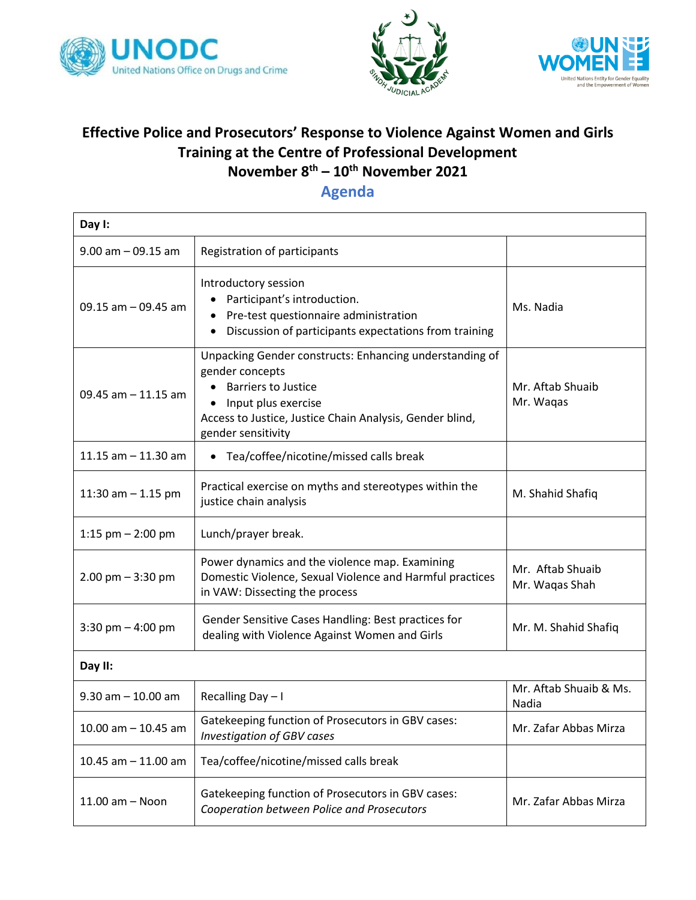# Effective Police and Prosecutors' Response to Violence Against Women and Girls
## Training at the Centre of Professional Development
## November 8th – 10th November 2021

## Agenda

| Day I: | | |
|---|---|---|
| 9.00 am – 09.15 am | Registration of participants | |
| 09.15 am – 09.45 am | Introductory session<br>• Participant's introduction.<br>• Pre-test questionnaire administration<br>• Discussion of participants expectations from training | Ms. Nadia |
| 09.45 am – 11.15 am | Unpacking Gender constructs: Enhancing understanding of gender concepts<br>• Barriers to Justice<br>• Input plus exercise<br>Access to Justice, Justice Chain Analysis, Gender blind, gender sensitivity | Mr. Aftab Shuaib<br>Mr. Waqas |
| 11.15 am – 11.30 am | • Tea/coffee/nicotine/missed calls break | |
| 11:30 am – 1.15 pm | Practical exercise on myths and stereotypes within the justice chain analysis | M. Shahid Shafiq |
| 1:15 pm – 2:00 pm | Lunch/prayer break. | |
| 2.00 pm – 3:30 pm | Power dynamics and the violence map. Examining Domestic Violence, Sexual Violence and Harmful practices in VAW: Dissecting the process | Mr. Aftab Shuaib<br>Mr. Waqas Shah |
| 3:30 pm – 4:00 pm | Gender Sensitive Cases Handling: Best practices for dealing with Violence Against Women and Girls | Mr. M. Shahid Shafiq |
| **Day II:** | | |
| 9.30 am – 10.00 am | Recalling Day – I | Mr. Aftab Shuaib & Ms. Nadia |
| 10.00 am – 10.45 am | Gatekeeping function of Prosecutors in GBV cases: *Investigation of GBV cases* | Mr. Zafar Abbas Mirza |
| 10.45 am – 11.00 am | Tea/coffee/nicotine/missed calls break | |
| 11.00 am – Noon | Gatekeeping function of Prosecutors in GBV cases: *Cooperation between Police and Prosecutors* | Mr. Zafar Abbas Mirza |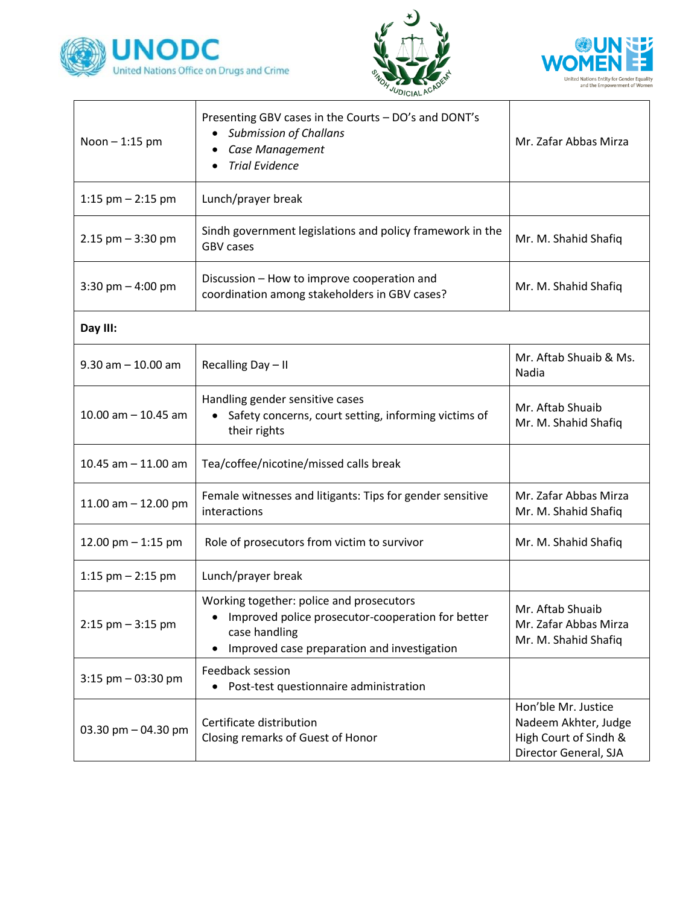| | | |
|---|---|---|
| Noon – 1:15 pm | Presenting GBV cases in the Courts – DO's and DONT's<br>• *Submission of Challans*<br>• *Case Management*<br>• *Trial Evidence* | Mr. Zafar Abbas Mirza |
| 1:15 pm – 2:15 pm | Lunch/prayer break | |
| 2.15 pm – 3:30 pm | Sindh government legislations and policy framework in the GBV cases | Mr. M. Shahid Shafiq |
| 3:30 pm – 4:00 pm | Discussion – How to improve cooperation and coordination among stakeholders in GBV cases? | Mr. M. Shahid Shafiq |
| **Day III:** | | |
| 9.30 am – 10.00 am | Recalling Day – II | Mr. Aftab Shuaib & Ms. Nadia |
| 10.00 am – 10.45 am | Handling gender sensitive cases<br>• Safety concerns, court setting, informing victims of their rights | Mr. Aftab Shuaib<br>Mr. M. Shahid Shafiq |
| 10.45 am – 11.00 am | Tea/coffee/nicotine/missed calls break | |
| 11.00 am – 12.00 pm | Female witnesses and litigants: Tips for gender sensitive interactions | Mr. Zafar Abbas Mirza<br>Mr. M. Shahid Shafiq |
| 12.00 pm – 1:15 pm | Role of prosecutors from victim to survivor | Mr. M. Shahid Shafiq |
| 1:15 pm – 2:15 pm | Lunch/prayer break | |
| 2:15 pm – 3:15 pm | Working together: police and prosecutors<br>• Improved police prosecutor-cooperation for better case handling<br>• Improved case preparation and investigation | Mr. Aftab Shuaib<br>Mr. Zafar Abbas Mirza<br>Mr. M. Shahid Shafiq |
| 3:15 pm – 03:30 pm | Feedback session<br>• Post-test questionnaire administration | |
| 03.30 pm – 04.30 pm | Certificate distribution<br>Closing remarks of Guest of Honor | Hon'ble Mr. Justice Nadeem Akhter, Judge High Court of Sindh & Director General, SJA |